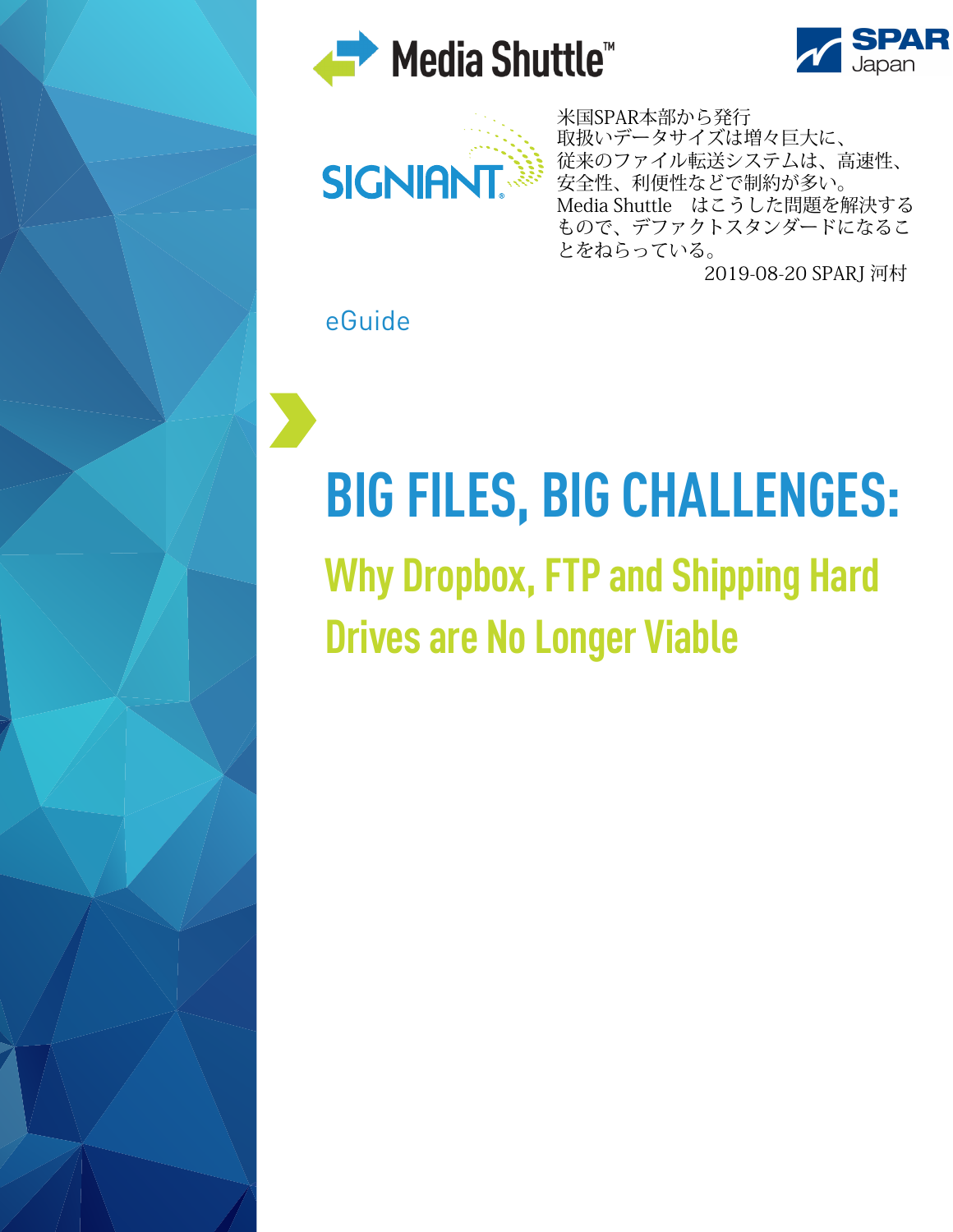Media Shuttle™

SPAR Japan

SIGNIANT

米国SPAR本部から発行
取扱いデータサイズは増々巨大に、
従来のファイル転送システムは、高速性、
安全性、利便性などで制約が多い。
Media Shuttle　はこうした問題を解決する
もので、デファクトスタンダードになるこ
とをねらっている。
2019-08-20 SPARJ 河村

eGuide

# BIG FILES, BIG CHALLENGES:

## Why Dropbox, FTP and Shipping Hard Drives are No Longer Viable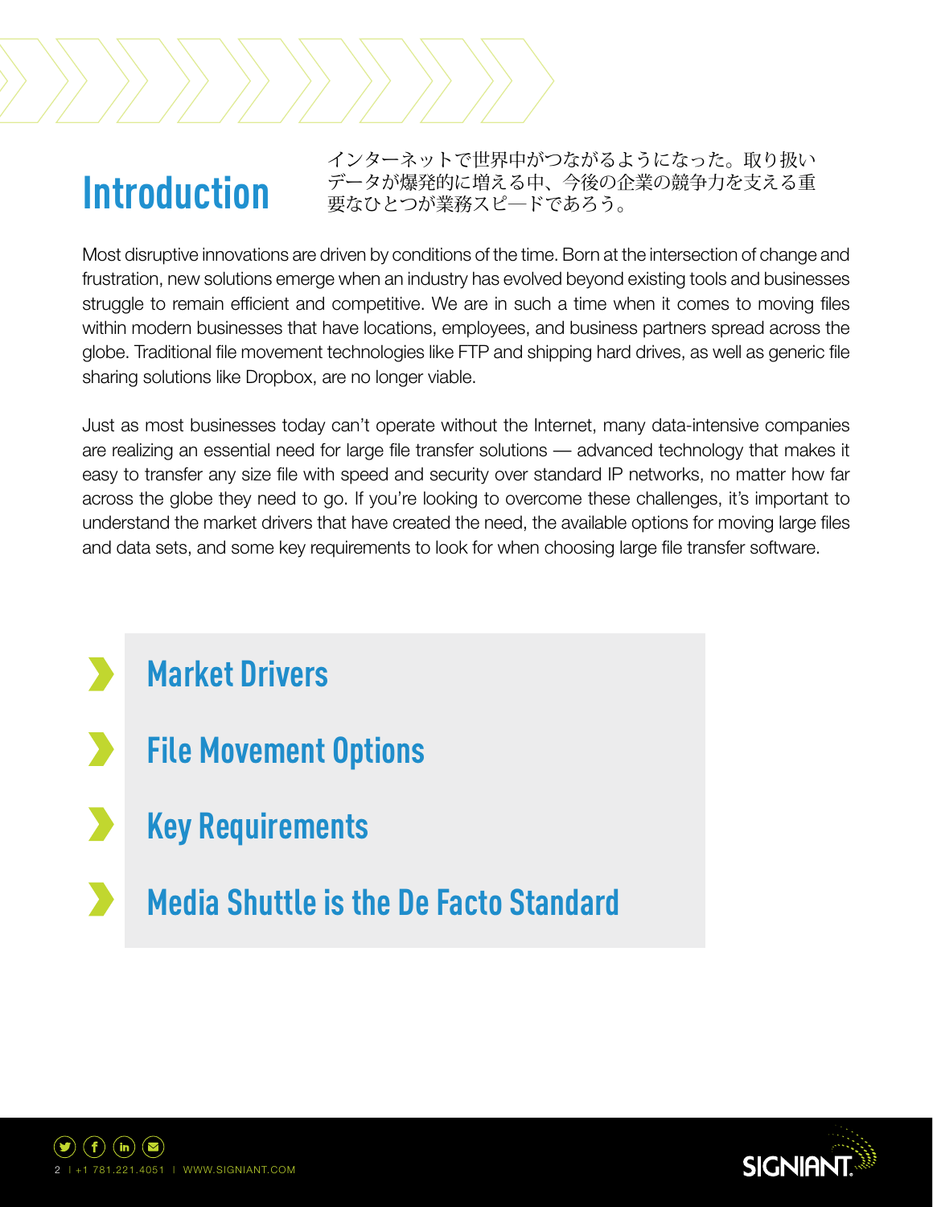# Introduction

インターネットで世界中がつながるようになった。取り扱いデータが爆発的に増える中、今後の企業の競争力を支える重要なひとつが業務スピードであろう。

Most disruptive innovations are driven by conditions of the time. Born at the intersection of change and frustration, new solutions emerge when an industry has evolved beyond existing tools and businesses struggle to remain efficient and competitive. We are in such a time when it comes to moving files within modern businesses that have locations, employees, and business partners spread across the globe. Traditional file movement technologies like FTP and shipping hard drives, as well as generic file sharing solutions like Dropbox, are no longer viable.

Just as most businesses today can't operate without the Internet, many data-intensive companies are realizing an essential need for large file transfer solutions — advanced technology that makes it easy to transfer any size file with speed and security over standard IP networks, no matter how far across the globe they need to go. If you're looking to overcome these challenges, it's important to understand the market drivers that have created the need, the available options for moving large files and data sets, and some key requirements to look for when choosing large file transfer software.

- Market Drivers
- File Movement Options
- Key Requirements
- Media Shuttle is the De Facto Standard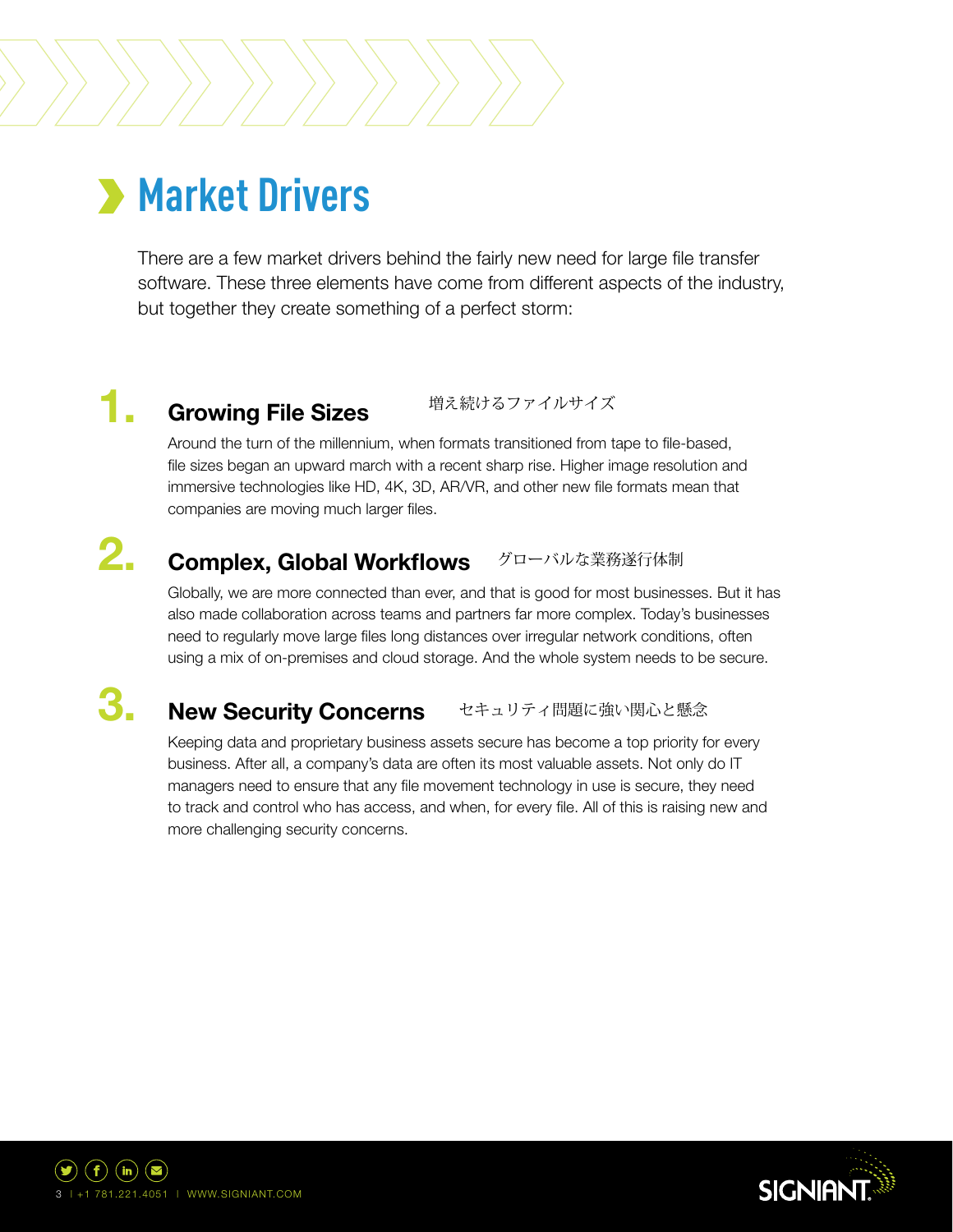# Market Drivers

There are a few market drivers behind the fairly new need for large file transfer software. These three elements have come from different aspects of the industry, but together they create something of a perfect storm:

## 1. Growing File Sizes

増え続けるファイルサイズ

Around the turn of the millennium, when formats transitioned from tape to file-based, file sizes began an upward march with a recent sharp rise. Higher image resolution and immersive technologies like HD, 4K, 3D, AR/VR, and other new file formats mean that companies are moving much larger files.

## 2. Complex, Global Workflows

グローバルな業務遂行体制

Globally, we are more connected than ever, and that is good for most businesses. But it has also made collaboration across teams and partners far more complex. Today's businesses need to regularly move large files long distances over irregular network conditions, often using a mix of on-premises and cloud storage. And the whole system needs to be secure.

## 3. New Security Concerns

セキュリティ問題に強い関心と懸念

Keeping data and proprietary business assets secure has become a top priority for every business. After all, a company's data are often its most valuable assets. Not only do IT managers need to ensure that any file movement technology in use is secure, they need to track and control who has access, and when, for every file. All of this is raising new and more challenging security concerns.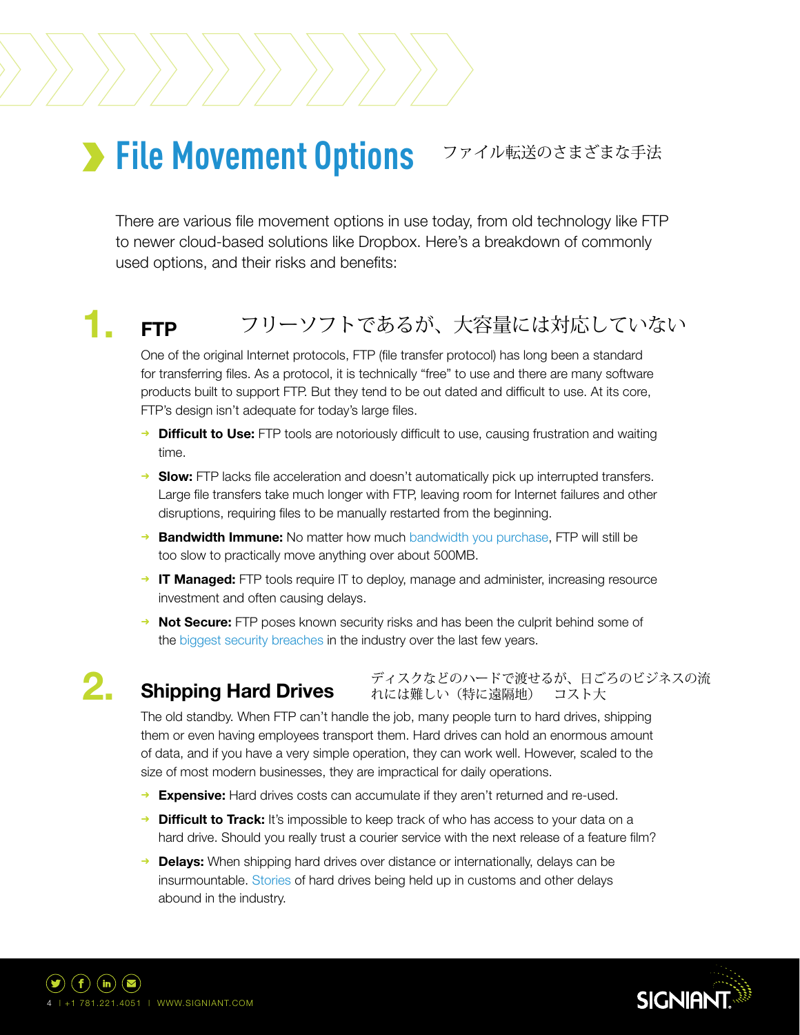# File Movement Options

ファイル転送のさまざまな手法

There are various file movement options in use today, from old technology like FTP to newer cloud-based solutions like Dropbox. Here's a breakdown of commonly used options, and their risks and benefits:

## 1. FTP

フリーソフトであるが、大容量には対応していない

One of the original Internet protocols, FTP (file transfer protocol) has long been a standard for transferring files. As a protocol, it is technically "free" to use and there are many software products built to support FTP. But they tend to be out dated and difficult to use. At its core, FTP's design isn't adequate for today's large files.

- **Difficult to Use:** FTP tools are notoriously difficult to use, causing frustration and waiting time.
- **Slow:** FTP lacks file acceleration and doesn't automatically pick up interrupted transfers. Large file transfers take much longer with FTP, leaving room for Internet failures and other disruptions, requiring files to be manually restarted from the beginning.
- **Bandwidth Immune:** No matter how much bandwidth you purchase, FTP will still be too slow to practically move anything over about 500MB.
- **IT Managed:** FTP tools require IT to deploy, manage and administer, increasing resource investment and often causing delays.
- **Not Secure:** FTP poses known security risks and has been the culprit behind some of the biggest security breaches in the industry over the last few years.

## 2. Shipping Hard Drives

ディスクなどのハードで渡せるが、日ごろのビジネスの流れには難しい（特に遠隔地）　コスト大

The old standby. When FTP can't handle the job, many people turn to hard drives, shipping them or even having employees transport them. Hard drives can hold an enormous amount of data, and if you have a very simple operation, they can work well. However, scaled to the size of most modern businesses, they are impractical for daily operations.

- **Expensive:** Hard drives costs can accumulate if they aren't returned and re-used.
- **Difficult to Track:** It's impossible to keep track of who has access to your data on a hard drive. Should you really trust a courier service with the next release of a feature film?
- **Delays:** When shipping hard drives over distance or internationally, delays can be insurmountable. Stories of hard drives being held up in customs and other delays abound in the industry.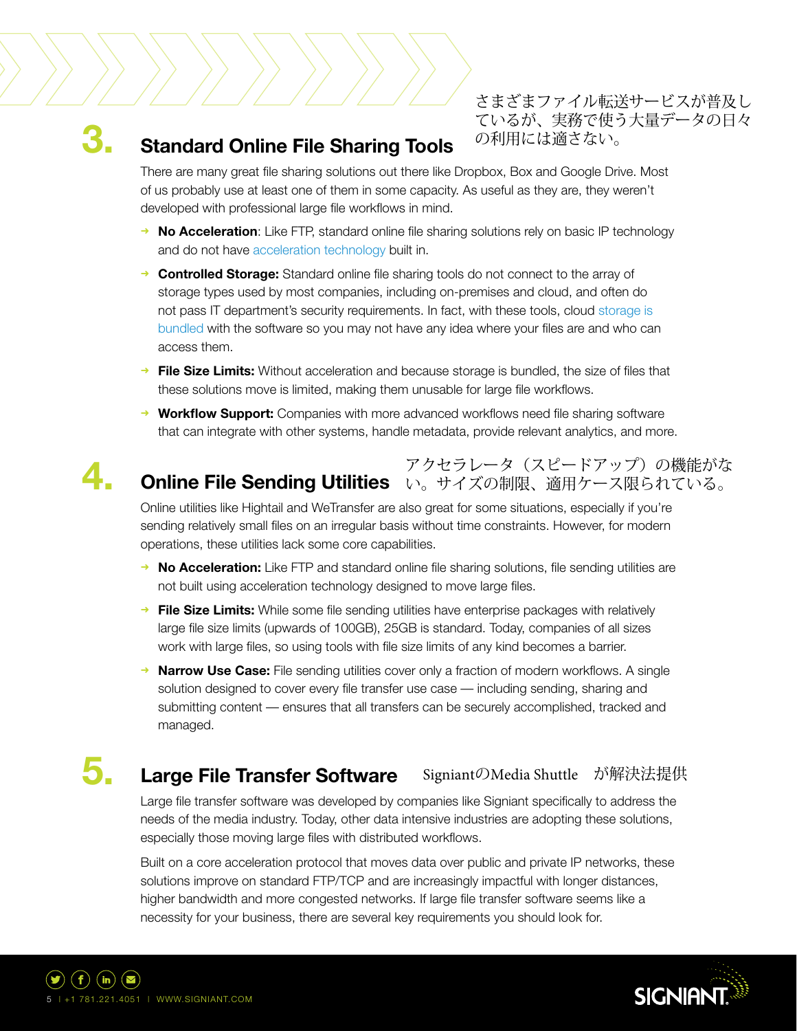## 3. Standard Online File Sharing Tools

さまざまファイル転送サービスが普及しているが、実務で使う大量データの日々の利用には適さない。

There are many great file sharing solutions out there like Dropbox, Box and Google Drive. Most of us probably use at least one of them in some capacity. As useful as they are, they weren't developed with professional large file workflows in mind.

- **No Acceleration**: Like FTP, standard online file sharing solutions rely on basic IP technology and do not have acceleration technology built in.
- **Controlled Storage:** Standard online file sharing tools do not connect to the array of storage types used by most companies, including on-premises and cloud, and often do not pass IT department's security requirements. In fact, with these tools, cloud storage is bundled with the software so you may not have any idea where your files are and who can access them.
- **File Size Limits:** Without acceleration and because storage is bundled, the size of files that these solutions move is limited, making them unusable for large file workflows.
- **Workflow Support:** Companies with more advanced workflows need file sharing software that can integrate with other systems, handle metadata, provide relevant analytics, and more.

## 4. Online File Sending Utilities

アクセラレータ（スピードアップ）の機能がない。サイズの制限、適用ケース限られている。

Online utilities like Hightail and WeTransfer are also great for some situations, especially if you're sending relatively small files on an irregular basis without time constraints. However, for modern operations, these utilities lack some core capabilities.

- **No Acceleration:** Like FTP and standard online file sharing solutions, file sending utilities are not built using acceleration technology designed to move large files.
- **File Size Limits:** While some file sending utilities have enterprise packages with relatively large file size limits (upwards of 100GB), 25GB is standard. Today, companies of all sizes work with large files, so using tools with file size limits of any kind becomes a barrier.
- **Narrow Use Case:** File sending utilities cover only a fraction of modern workflows. A single solution designed to cover every file transfer use case — including sending, sharing and submitting content — ensures that all transfers can be securely accomplished, tracked and managed.

## 5. Large File Transfer Software

SigniantのMedia Shuttle　が解決法提供

Large file transfer software was developed by companies like Signiant specifically to address the needs of the media industry. Today, other data intensive industries are adopting these solutions, especially those moving large files with distributed workflows.

Built on a core acceleration protocol that moves data over public and private IP networks, these solutions improve on standard FTP/TCP and are increasingly impactful with longer distances, higher bandwidth and more congested networks. If large file transfer software seems like a necessity for your business, there are several key requirements you should look for.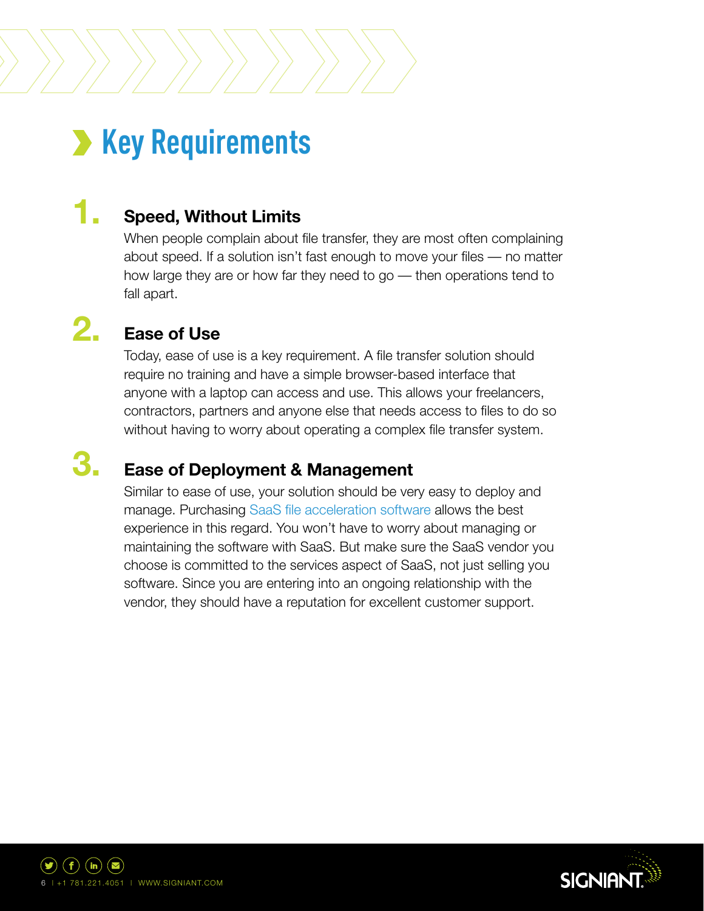# Key Requirements

## 1. Speed, Without Limits

When people complain about file transfer, they are most often complaining about speed. If a solution isn't fast enough to move your files — no matter how large they are or how far they need to go — then operations tend to fall apart.

## 2. Ease of Use

Today, ease of use is a key requirement. A file transfer solution should require no training and have a simple browser-based interface that anyone with a laptop can access and use. This allows your freelancers, contractors, partners and anyone else that needs access to files to do so without having to worry about operating a complex file transfer system.

## 3. Ease of Deployment & Management

Similar to ease of use, your solution should be very easy to deploy and manage. Purchasing SaaS file acceleration software allows the best experience in this regard. You won't have to worry about managing or maintaining the software with SaaS. But make sure the SaaS vendor you choose is committed to the services aspect of SaaS, not just selling you software. Since you are entering into an ongoing relationship with the vendor, they should have a reputation for excellent customer support.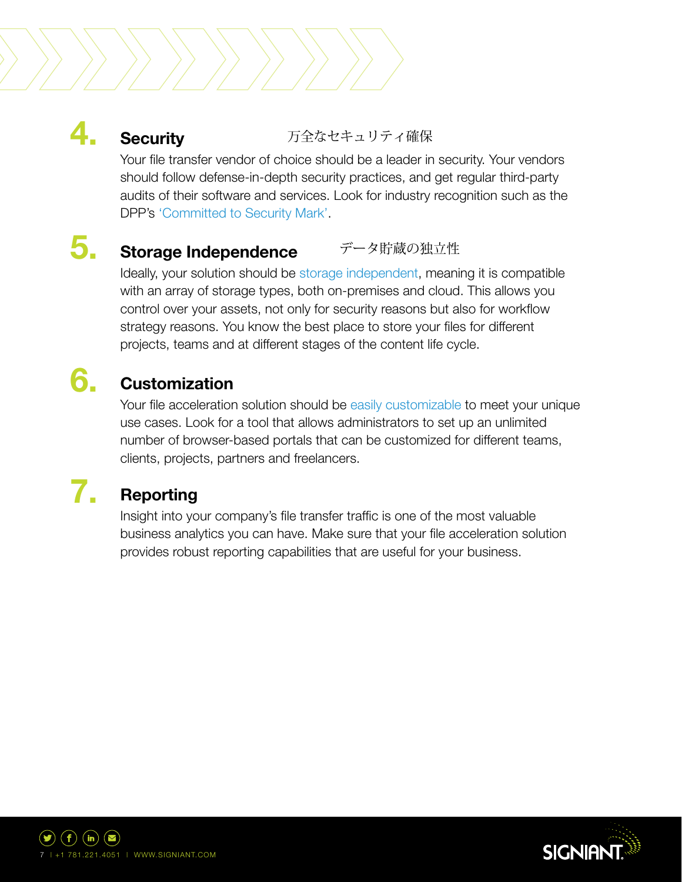## 4. Security　　　万全なセキュリティ確保

Your file transfer vendor of choice should be a leader in security. Your vendors should follow defense-in-depth security practices, and get regular third-party audits of their software and services. Look for industry recognition such as the DPP's 'Committed to Security Mark'.

## 5. Storage Independence　　　データ貯蔵の独立性

Ideally, your solution should be storage independent, meaning it is compatible with an array of storage types, both on-premises and cloud. This allows you control over your assets, not only for security reasons but also for workflow strategy reasons. You know the best place to store your files for different projects, teams and at different stages of the content life cycle.

## 6. Customization

Your file acceleration solution should be easily customizable to meet your unique use cases. Look for a tool that allows administrators to set up an unlimited number of browser-based portals that can be customized for different teams, clients, projects, partners and freelancers.

## 7. Reporting

Insight into your company's file transfer traffic is one of the most valuable business analytics you can have. Make sure that your file acceleration solution provides robust reporting capabilities that are useful for your business.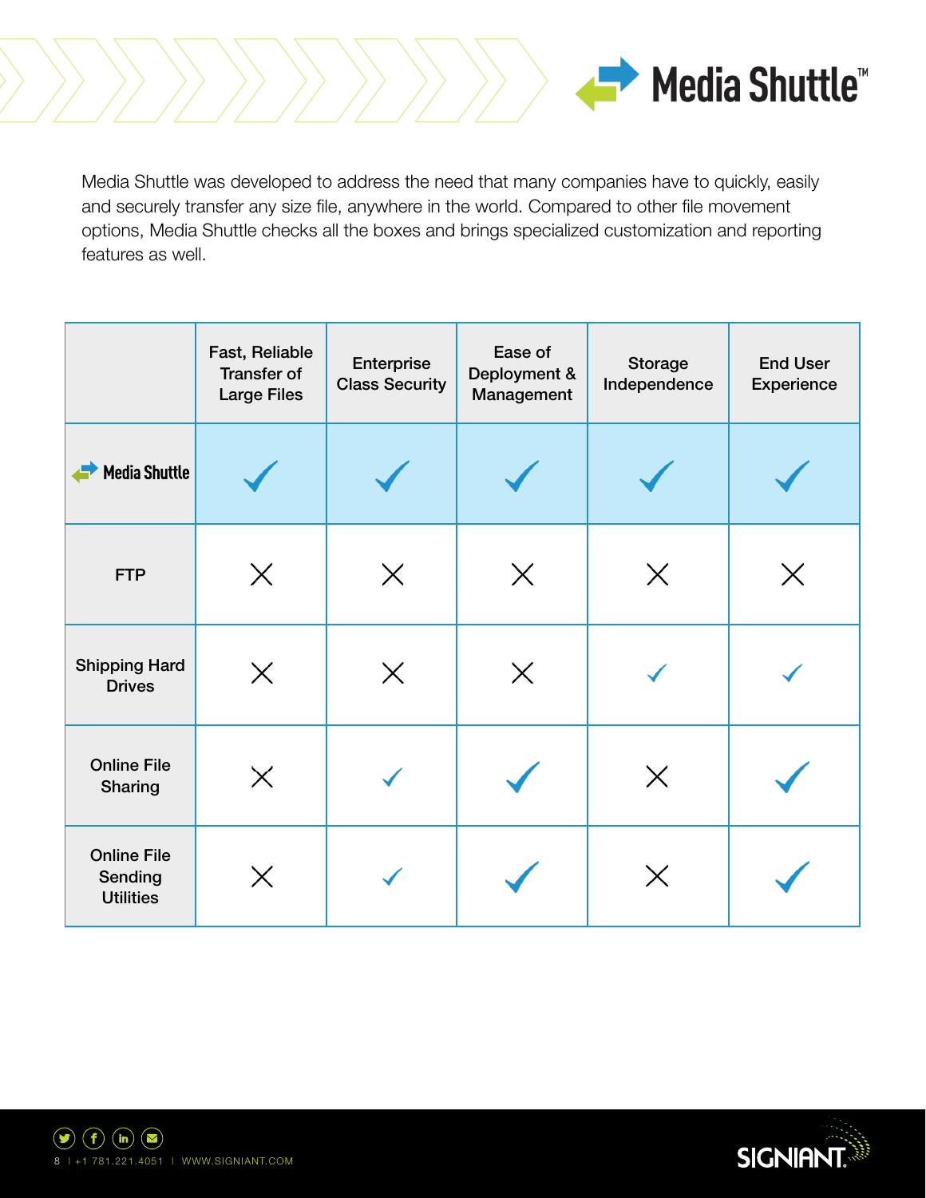# Media Shuttle™

Media Shuttle was developed to address the need that many companies have to quickly, easily and securely transfer any size file, anywhere in the world. Compared to other file movement options, Media Shuttle checks all the boxes and brings specialized customization and reporting features as well.

| | Fast, Reliable Transfer of Large Files | Enterprise Class Security | Ease of Deployment & Management | Storage Independence | End User Experience |
|---|---|---|---|---|---|
| **Media Shuttle** | ✓ | ✓ | ✓ | ✓ | ✓ |
| FTP | ✗ | ✗ | ✗ | ✗ | ✗ |
| Shipping Hard Drives | ✗ | ✗ | ✗ | ✓ | ✓ |
| Online File Sharing | ✗ | ✓ | ✓ | ✗ | ✓ |
| Online File Sending Utilities | ✗ | ✓ | ✓ | ✗ | ✓ |

+1 781.221.4051 | WWW.SIGNIANT.COM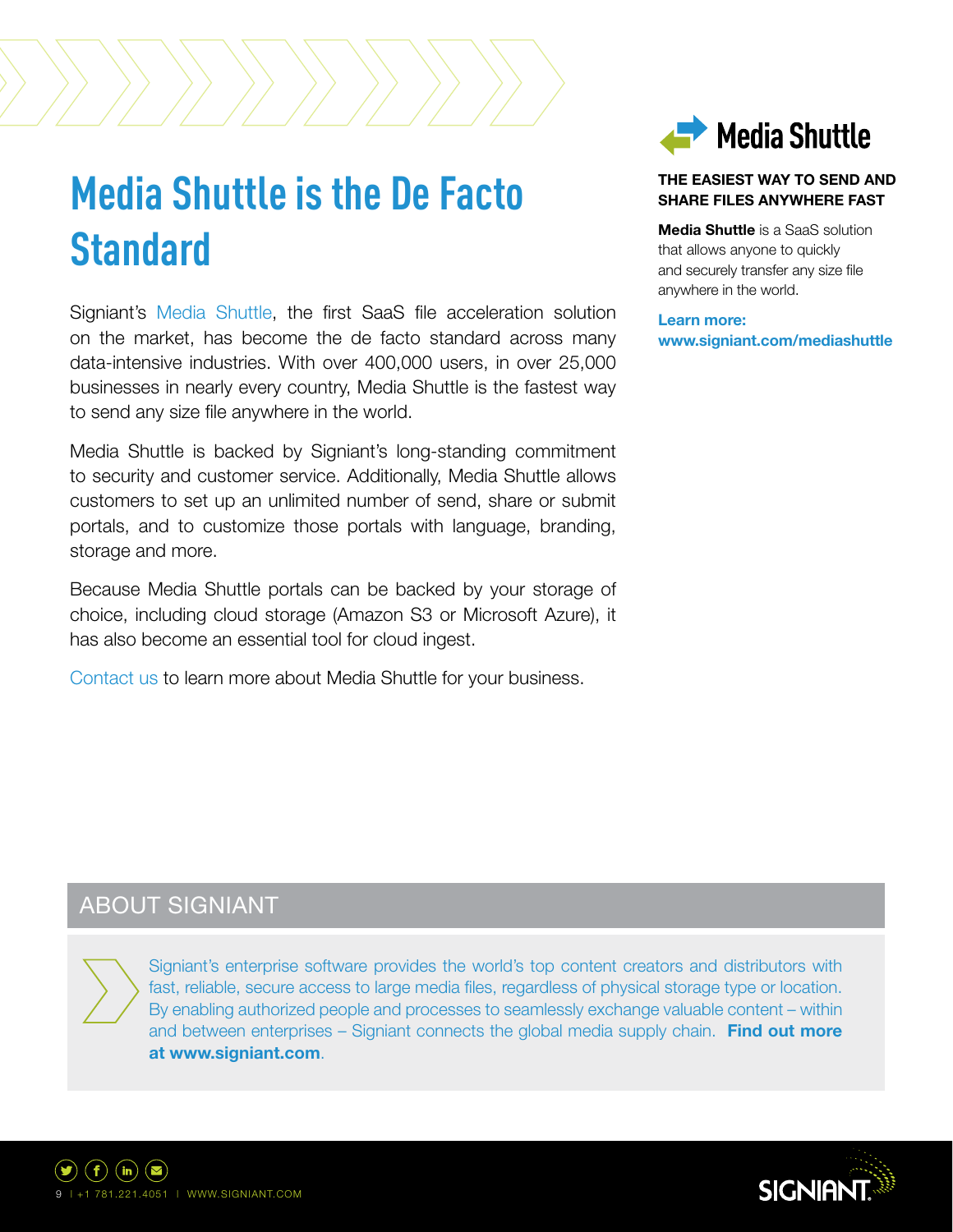// Media Shuttle is the De Facto Standard

Signiant's Media Shuttle, the first SaaS file acceleration solution on the market, has become the de facto standard across many data-intensive industries. With over 400,000 users, in over 25,000 businesses in nearly every country, Media Shuttle is the fastest way to send any size file anywhere in the world.

Media Shuttle is backed by Signiant's long-standing commitment to security and customer service. Additionally, Media Shuttle allows customers to set up an unlimited number of send, share or submit portals, and to customize those portals with language, branding, storage and more.

Because Media Shuttle portals can be backed by your storage of choice, including cloud storage (Amazon S3 or Microsoft Azure), it has also become an essential tool for cloud ingest.

Contact us to learn more about Media Shuttle for your business.

Media Shuttle

**THE EASIEST WAY TO SEND AND SHARE FILES ANYWHERE FAST**

**Media Shuttle** is a SaaS solution that allows anyone to quickly and securely transfer any size file anywhere in the world.

**Learn more:**
**www.signiant.com/mediashuttle**

## ABOUT SIGNIANT

Signiant's enterprise software provides the world's top content creators and distributors with fast, reliable, secure access to large media files, regardless of physical storage type or location. By enabling authorized people and processes to seamlessly exchange valuable content – within and between enterprises – Signiant connects the global media supply chain. **Find out more at www.signiant.com**.